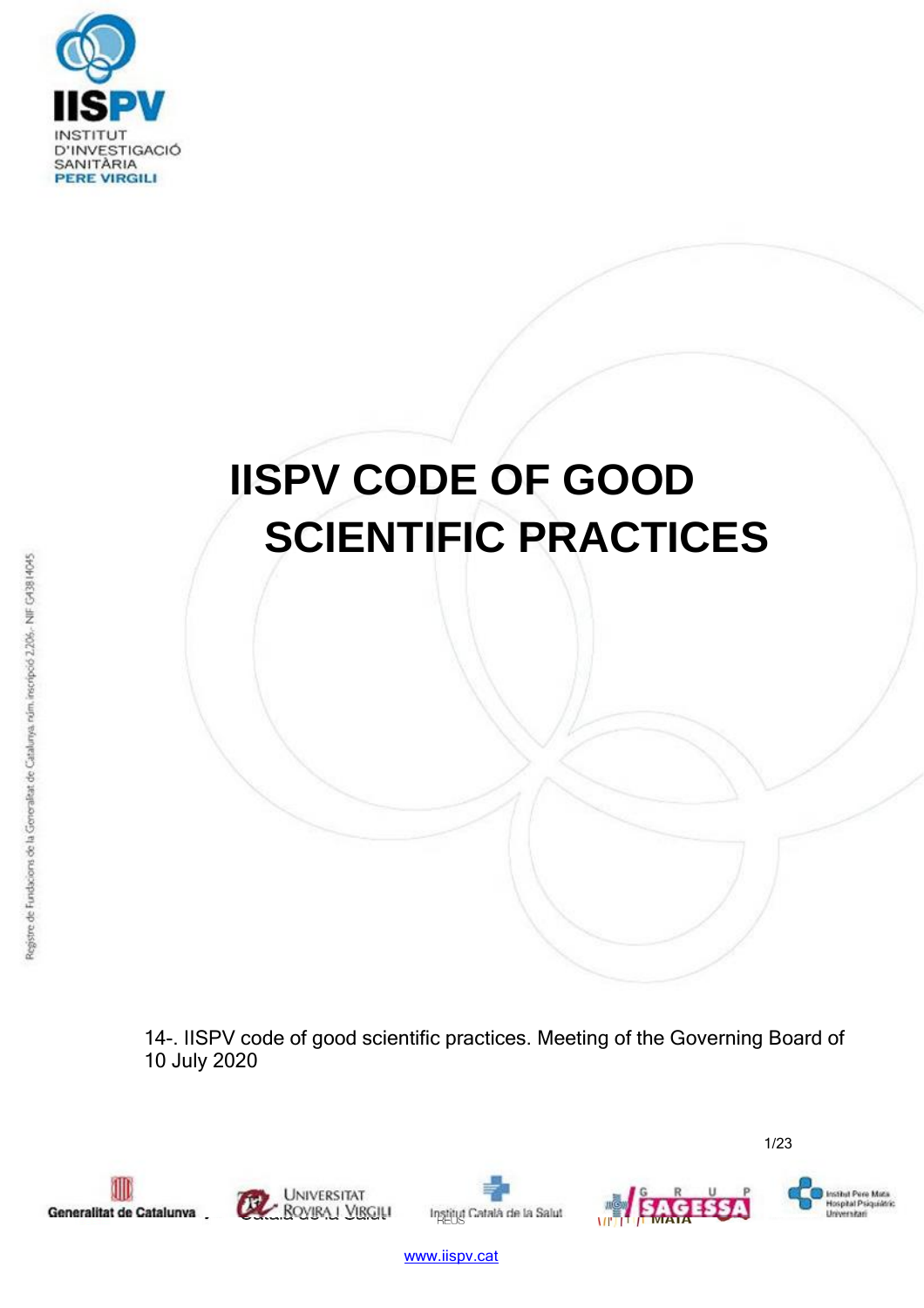# IISPV CODE OF GOOD SCIENTIFIC PRACTICES

14-. IISPV code of good scientific practices. Meeting of the Governing Board of 10 July 2020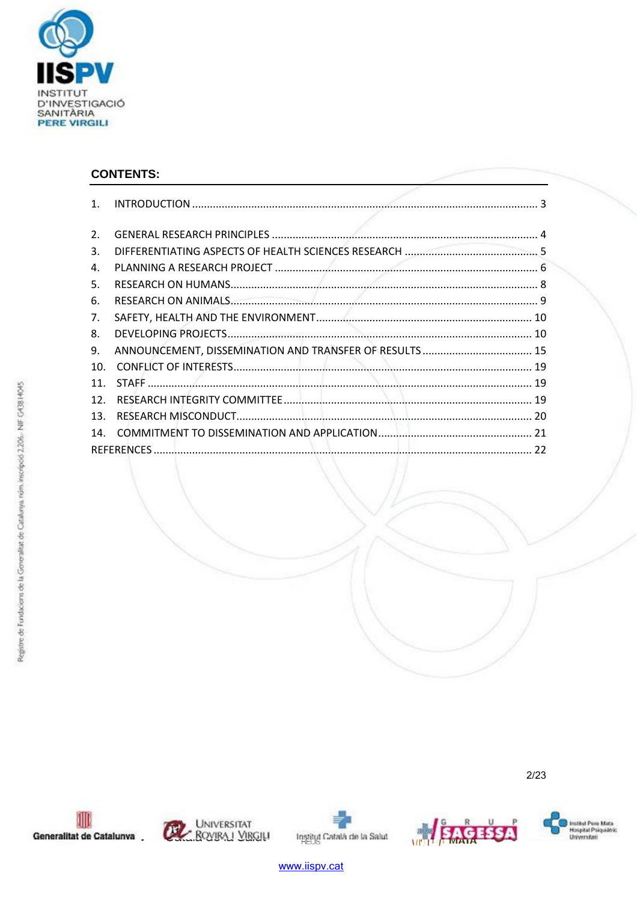## CONTENTS:

1. INTRODUCTION ............................................................ 3
2. GENERAL RESEARCH PRINCIPLES ............................................................ 4
3. DIFFERENTIATING ASPECTS OF HEALTH SCIENCES RESEARCH ............................................................ 5
4. PLANNING A RESEARCH PROJECT ............................................................ 6
5. RESEARCH ON HUMANS............................................................ 8
6. RESEARCH ON ANIMALS............................................................ 9
7. SAFETY, HEALTH AND THE ENVIRONMENT............................................................ 10
8. DEVELOPING PROJECTS............................................................ 10
9. ANNOUNCEMENT, DISSEMINATION AND TRANSFER OF RESULTS............................................................ 15
10. CONFLICT OF INTERESTS............................................................ 19
11. STAFF ............................................................ 19
12. RESEARCH INTEGRITY COMMITTEE............................................................ 19
13. RESEARCH MISCONDUCT............................................................ 20
14. COMMITMENT TO DISSEMINATION AND APPLICATION............................................................ 21

REFERENCES ............................................................ 22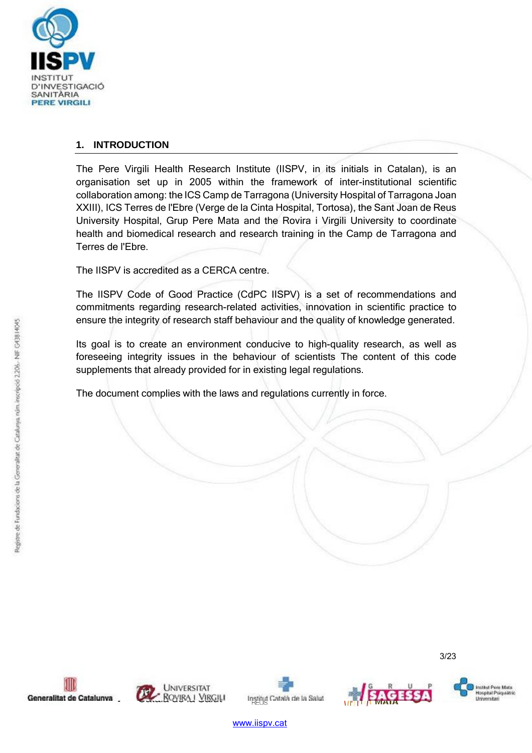## 1. INTRODUCTION

The Pere Virgili Health Research Institute (IISPV, in its initials in Catalan), is an organisation set up in 2005 within the framework of inter-institutional scientific collaboration among: the ICS Camp de Tarragona (University Hospital of Tarragona Joan XXIII), ICS Terres de l'Ebre (Verge de la Cinta Hospital, Tortosa), the Sant Joan de Reus University Hospital, Grup Pere Mata and the Rovira i Virgili University to coordinate health and biomedical research and research training in the Camp de Tarragona and Terres de l'Ebre.

The IISPV is accredited as a CERCA centre.

The IISPV Code of Good Practice (CdPC IISPV) is a set of recommendations and commitments regarding research-related activities, innovation in scientific practice to ensure the integrity of research staff behaviour and the quality of knowledge generated.

Its goal is to create an environment conducive to high-quality research, as well as foreseeing integrity issues in the behaviour of scientists The content of this code supplements that already provided for in existing legal regulations.

The document complies with the laws and regulations currently in force.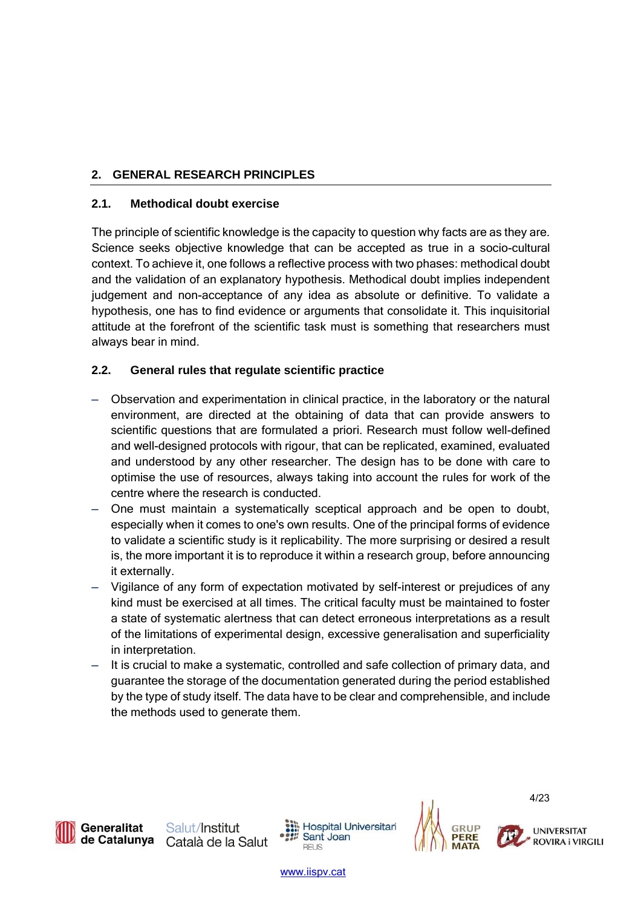## 2. GENERAL RESEARCH PRINCIPLES

### 2.1. Methodical doubt exercise

The principle of scientific knowledge is the capacity to question why facts are as they are. Science seeks objective knowledge that can be accepted as true in a socio-cultural context. To achieve it, one follows a reflective process with two phases: methodical doubt and the validation of an explanatory hypothesis. Methodical doubt implies independent judgement and non-acceptance of any idea as absolute or definitive. To validate a hypothesis, one has to find evidence or arguments that consolidate it. This inquisitorial attitude at the forefront of the scientific task must is something that researchers must always bear in mind.

### 2.2. General rules that regulate scientific practice

- Observation and experimentation in clinical practice, in the laboratory or the natural environment, are directed at the obtaining of data that can provide answers to scientific questions that are formulated a priori. Research must follow well-defined and well-designed protocols with rigour, that can be replicated, examined, evaluated and understood by any other researcher. The design has to be done with care to optimise the use of resources, always taking into account the rules for work of the centre where the research is conducted.
- One must maintain a systematically sceptical approach and be open to doubt, especially when it comes to one's own results. One of the principal forms of evidence to validate a scientific study is it replicability. The more surprising or desired a result is, the more important it is to reproduce it within a research group, before announcing it externally.
- Vigilance of any form of expectation motivated by self-interest or prejudices of any kind must be exercised at all times. The critical faculty must be maintained to foster a state of systematic alertness that can detect erroneous interpretations as a result of the limitations of experimental design, excessive generalisation and superficiality in interpretation.
- It is crucial to make a systematic, controlled and safe collection of primary data, and guarantee the storage of the documentation generated during the period established by the type of study itself. The data have to be clear and comprehensible, and include the methods used to generate them.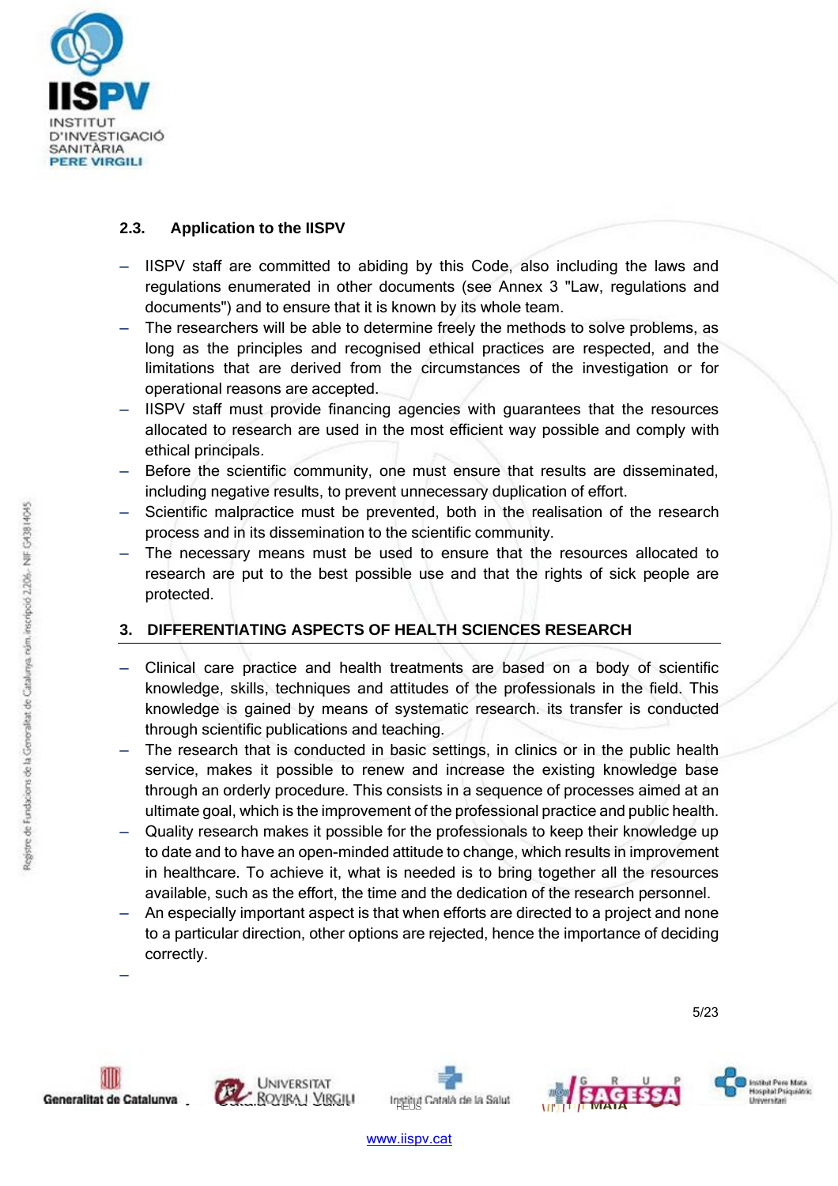### 2.3. Application to the IISPV

- IISPV staff are committed to abiding by this Code, also including the laws and regulations enumerated in other documents (see Annex 3 "Law, regulations and documents") and to ensure that it is known by its whole team.
- The researchers will be able to determine freely the methods to solve problems, as long as the principles and recognised ethical practices are respected, and the limitations that are derived from the circumstances of the investigation or for operational reasons are accepted.
- IISPV staff must provide financing agencies with guarantees that the resources allocated to research are used in the most efficient way possible and comply with ethical principals.
- Before the scientific community, one must ensure that results are disseminated, including negative results, to prevent unnecessary duplication of effort.
- Scientific malpractice must be prevented, both in the realisation of the research process and in its dissemination to the scientific community.
- The necessary means must be used to ensure that the resources allocated to research are put to the best possible use and that the rights of sick people are protected.

## 3. DIFFERENTIATING ASPECTS OF HEALTH SCIENCES RESEARCH

- Clinical care practice and health treatments are based on a body of scientific knowledge, skills, techniques and attitudes of the professionals in the field. This knowledge is gained by means of systematic research. its transfer is conducted through scientific publications and teaching.
- The research that is conducted in basic settings, in clinics or in the public health service, makes it possible to renew and increase the existing knowledge base through an orderly procedure. This consists in a sequence of processes aimed at an ultimate goal, which is the improvement of the professional practice and public health.
- Quality research makes it possible for the professionals to keep their knowledge up to date and to have an open-minded attitude to change, which results in improvement in healthcare. To achieve it, what is needed is to bring together all the resources available, such as the effort, the time and the dedication of the research personnel.
- An especially important aspect is that when efforts are directed to a project and none to a particular direction, other options are rejected, hence the importance of deciding correctly.
-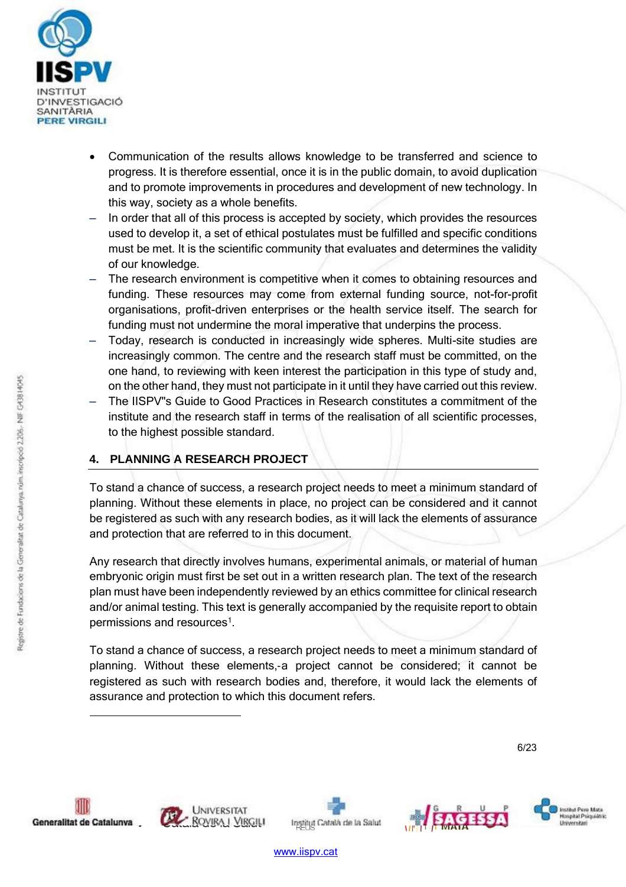- Communication of the results allows knowledge to be transferred and science to progress. It is therefore essential, once it is in the public domain, to avoid duplication and to promote improvements in procedures and development of new technology. In this way, society as a whole benefits.
- In order that all of this process is accepted by society, which provides the resources used to develop it, a set of ethical postulates must be fulfilled and specific conditions must be met. It is the scientific community that evaluates and determines the validity of our knowledge.
- The research environment is competitive when it comes to obtaining resources and funding. These resources may come from external funding source, not-for-profit organisations, profit-driven enterprises or the health service itself. The search for funding must not undermine the moral imperative that underpins the process.
- Today, research is conducted in increasingly wide spheres. Multi-site studies are increasingly common. The centre and the research staff must be committed, on the one hand, to reviewing with keen interest the participation in this type of study and, on the other hand, they must not participate in it until they have carried out this review.
- The IISPV"s Guide to Good Practices in Research constitutes a commitment of the institute and the research staff in terms of the realisation of all scientific processes, to the highest possible standard.

## 4. PLANNING A RESEARCH PROJECT

To stand a chance of success, a research project needs to meet a minimum standard of planning. Without these elements in place, no project can be considered and it cannot be registered as such with any research bodies, as it will lack the elements of assurance and protection that are referred to in this document.

Any research that directly involves humans, experimental animals, or material of human embryonic origin must first be set out in a written research plan. The text of the research plan must have been independently reviewed by an ethics committee for clinical research and/or animal testing. This text is generally accompanied by the requisite report to obtain permissions and resources[1].

To stand a chance of success, a research project needs to meet a minimum standard of planning. Without these elements,-a project cannot be considered; it cannot be registered as such with research bodies and, therefore, it would lack the elements of assurance and protection to which this document refers.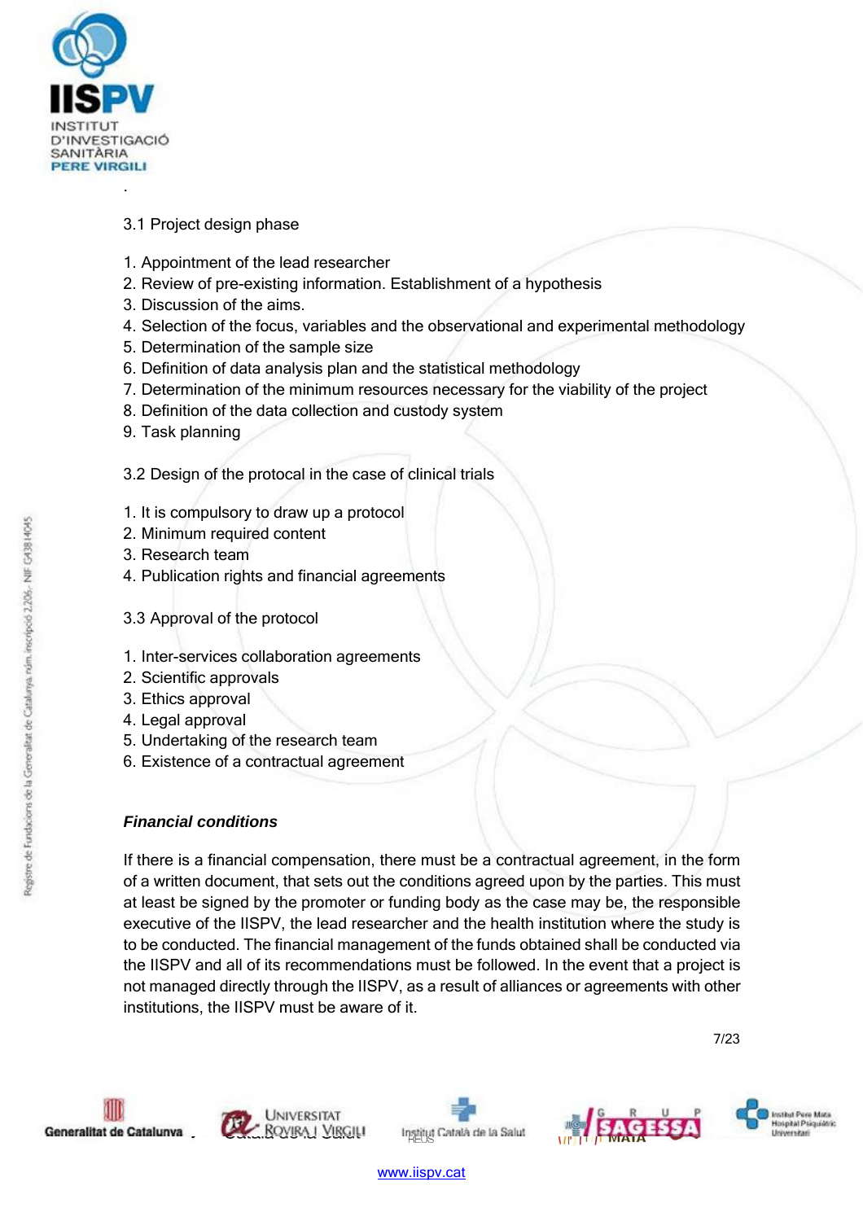### 3.1 Project design phase

1. Appointment of the lead researcher
2. Review of pre-existing information. Establishment of a hypothesis
3. Discussion of the aims.
4. Selection of the focus, variables and the observational and experimental methodology
5. Determination of the sample size
6. Definition of data analysis plan and the statistical methodology
7. Determination of the minimum resources necessary for the viability of the project
8. Definition of the data collection and custody system
9. Task planning

### 3.2 Design of the protocal in the case of clinical trials

1. It is compulsory to draw up a protocol
2. Minimum required content
3. Research team
4. Publication rights and financial agreements

### 3.3 Approval of the protocol

1. Inter-services collaboration agreements
2. Scientific approvals
3. Ethics approval
4. Legal approval
5. Undertaking of the research team
6. Existence of a contractual agreement

***Financial conditions***

If there is a financial compensation, there must be a contractual agreement, in the form of a written document, that sets out the conditions agreed upon by the parties. This must at least be signed by the promoter or funding body as the case may be, the responsible executive of the IISPV, the lead researcher and the health institution where the study is to be conducted. The financial management of the funds obtained shall be conducted via the IISPV and all of its recommendations must be followed. In the event that a project is not managed directly through the IISPV, as a result of alliances or agreements with other institutions, the IISPV must be aware of it.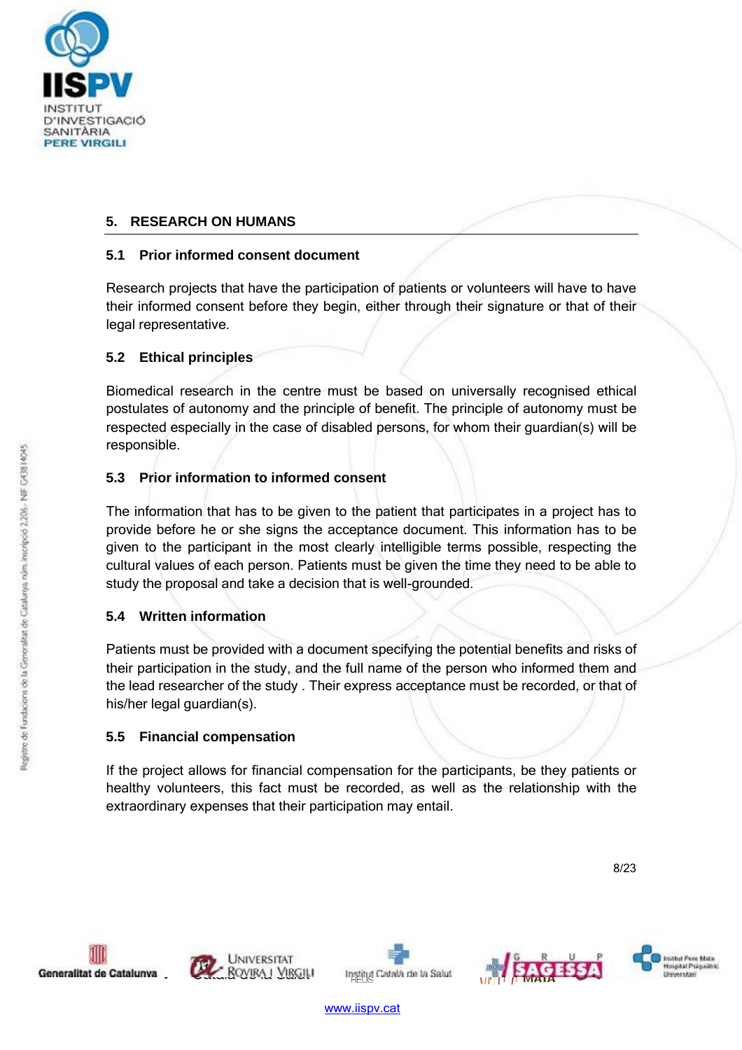## 5. RESEARCH ON HUMANS

### 5.1 Prior informed consent document

Research projects that have the participation of patients or volunteers will have to have their informed consent before they begin, either through their signature or that of their legal representative.

### 5.2 Ethical principles

Biomedical research in the centre must be based on universally recognised ethical postulates of autonomy and the principle of benefit. The principle of autonomy must be respected especially in the case of disabled persons, for whom their guardian(s) will be responsible.

### 5.3 Prior information to informed consent

The information that has to be given to the patient that participates in a project has to provide before he or she signs the acceptance document. This information has to be given to the participant in the most clearly intelligible terms possible, respecting the cultural values of each person. Patients must be given the time they need to be able to study the proposal and take a decision that is well-grounded.

### 5.4 Written information

Patients must be provided with a document specifying the potential benefits and risks of their participation in the study, and the full name of the person who informed them and the lead researcher of the study . Their express acceptance must be recorded, or that of his/her legal guardian(s).

### 5.5 Financial compensation

If the project allows for financial compensation for the participants, be they patients or healthy volunteers, this fact must be recorded, as well as the relationship with the extraordinary expenses that their participation may entail.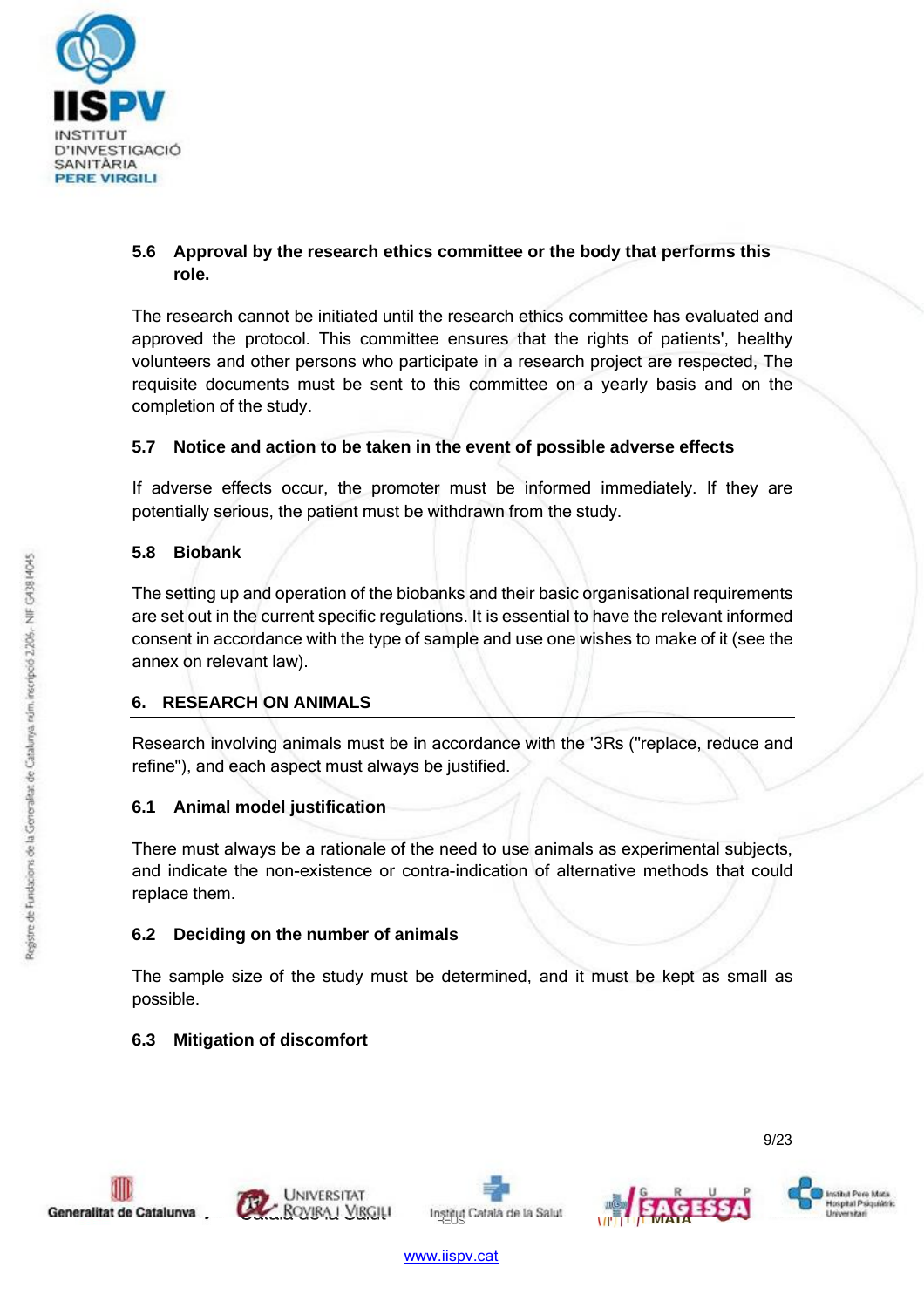### 5.6 Approval by the research ethics committee or the body that performs this role.

The research cannot be initiated until the research ethics committee has evaluated and approved the protocol. This committee ensures that the rights of patients', healthy volunteers and other persons who participate in a research project are respected, The requisite documents must be sent to this committee on a yearly basis and on the completion of the study.

### 5.7 Notice and action to be taken in the event of possible adverse effects

If adverse effects occur, the promoter must be informed immediately. If they are potentially serious, the patient must be withdrawn from the study.

### 5.8 Biobank

The setting up and operation of the biobanks and their basic organisational requirements are set out in the current specific regulations. It is essential to have the relevant informed consent in accordance with the type of sample and use one wishes to make of it (see the annex on relevant law).

## 6. RESEARCH ON ANIMALS

Research involving animals must be in accordance with the '3Rs ("replace, reduce and refine"), and each aspect must always be justified.

### 6.1 Animal model justification

There must always be a rationale of the need to use animals as experimental subjects, and indicate the non-existence or contra-indication of alternative methods that could replace them.

### 6.2 Deciding on the number of animals

The sample size of the study must be determined, and it must be kept as small as possible.

### 6.3 Mitigation of discomfort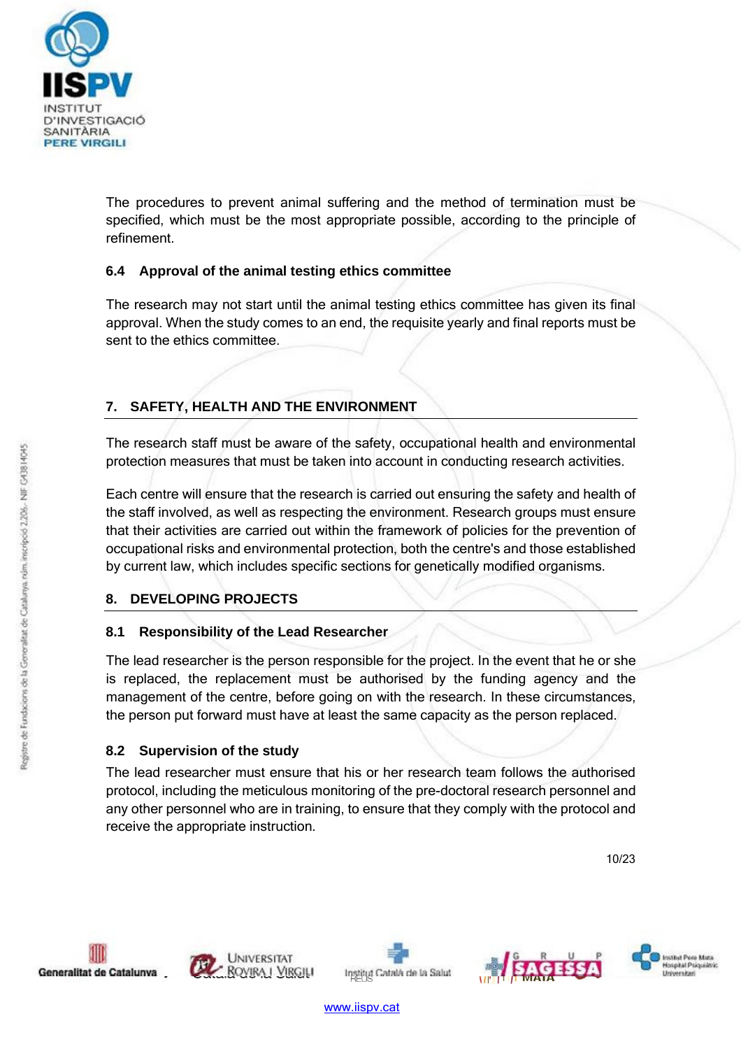The procedures to prevent animal suffering and the method of termination must be specified, which must be the most appropriate possible, according to the principle of refinement.

### 6.4 Approval of the animal testing ethics committee

The research may not start until the animal testing ethics committee has given its final approval. When the study comes to an end, the requisite yearly and final reports must be sent to the ethics committee.

## 7. SAFETY, HEALTH AND THE ENVIRONMENT

The research staff must be aware of the safety, occupational health and environmental protection measures that must be taken into account in conducting research activities.

Each centre will ensure that the research is carried out ensuring the safety and health of the staff involved, as well as respecting the environment. Research groups must ensure that their activities are carried out within the framework of policies for the prevention of occupational risks and environmental protection, both the centre's and those established by current law, which includes specific sections for genetically modified organisms.

## 8. DEVELOPING PROJECTS

### 8.1 Responsibility of the Lead Researcher

The lead researcher is the person responsible for the project. In the event that he or she is replaced, the replacement must be authorised by the funding agency and the management of the centre, before going on with the research. In these circumstances, the person put forward must have at least the same capacity as the person replaced.

### 8.2 Supervision of the study

The lead researcher must ensure that his or her research team follows the authorised protocol, including the meticulous monitoring of the pre-doctoral research personnel and any other personnel who are in training, to ensure that they comply with the protocol and receive the appropriate instruction.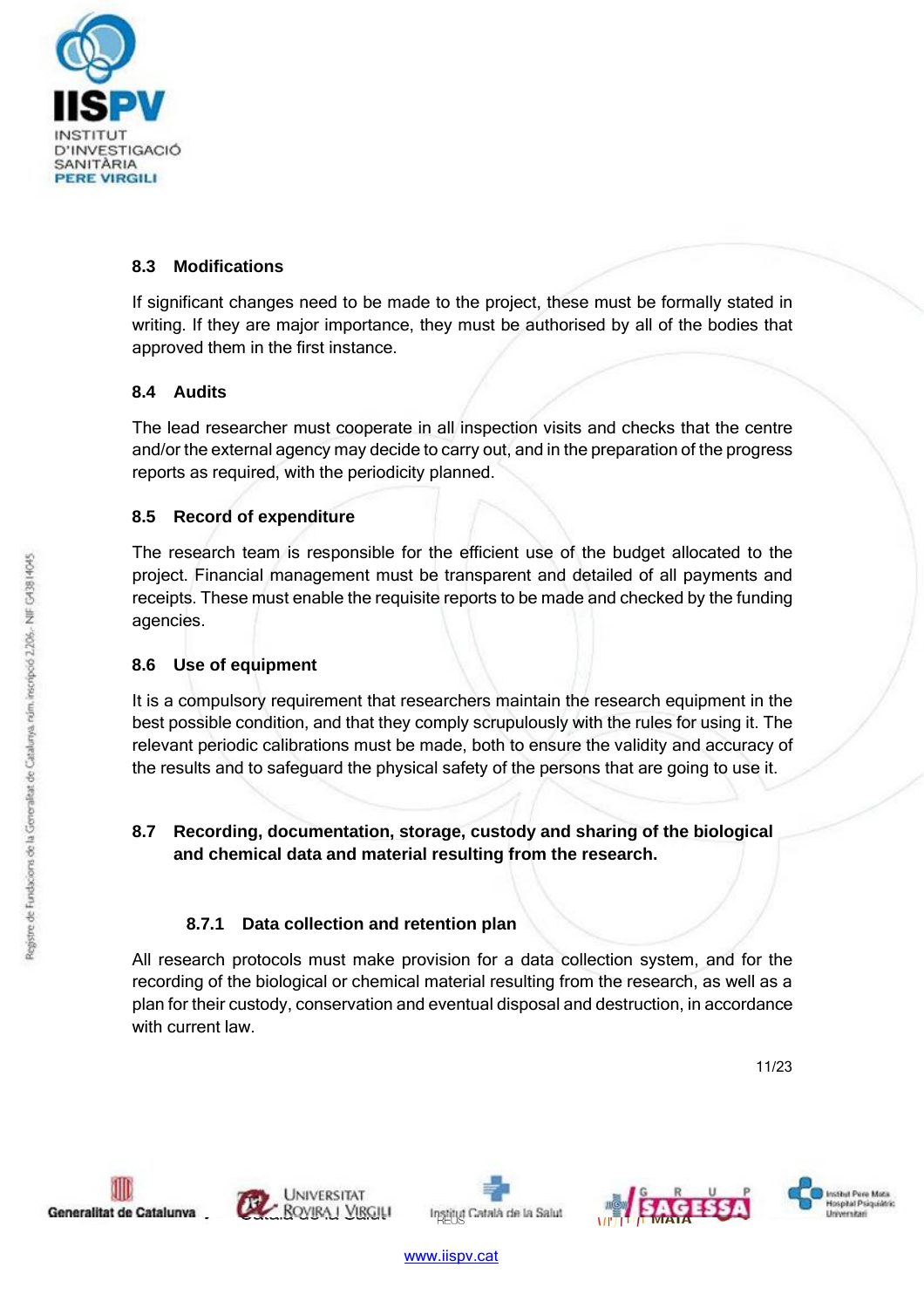## 8.3 Modifications

If significant changes need to be made to the project, these must be formally stated in writing. If they are major importance, they must be authorised by all of the bodies that approved them in the first instance.

## 8.4 Audits

The lead researcher must cooperate in all inspection visits and checks that the centre and/or the external agency may decide to carry out, and in the preparation of the progress reports as required, with the periodicity planned.

## 8.5 Record of expenditure

The research team is responsible for the efficient use of the budget allocated to the project. Financial management must be transparent and detailed of all payments and receipts. These must enable the requisite reports to be made and checked by the funding agencies.

## 8.6 Use of equipment

It is a compulsory requirement that researchers maintain the research equipment in the best possible condition, and that they comply scrupulously with the rules for using it. The relevant periodic calibrations must be made, both to ensure the validity and accuracy of the results and to safeguard the physical safety of the persons that are going to use it.

## 8.7 Recording, documentation, storage, custody and sharing of the biological and chemical data and material resulting from the research.

### 8.7.1 Data collection and retention plan

All research protocols must make provision for a data collection system, and for the recording of the biological or chemical material resulting from the research, as well as a plan for their custody, conservation and eventual disposal and destruction, in accordance with current law.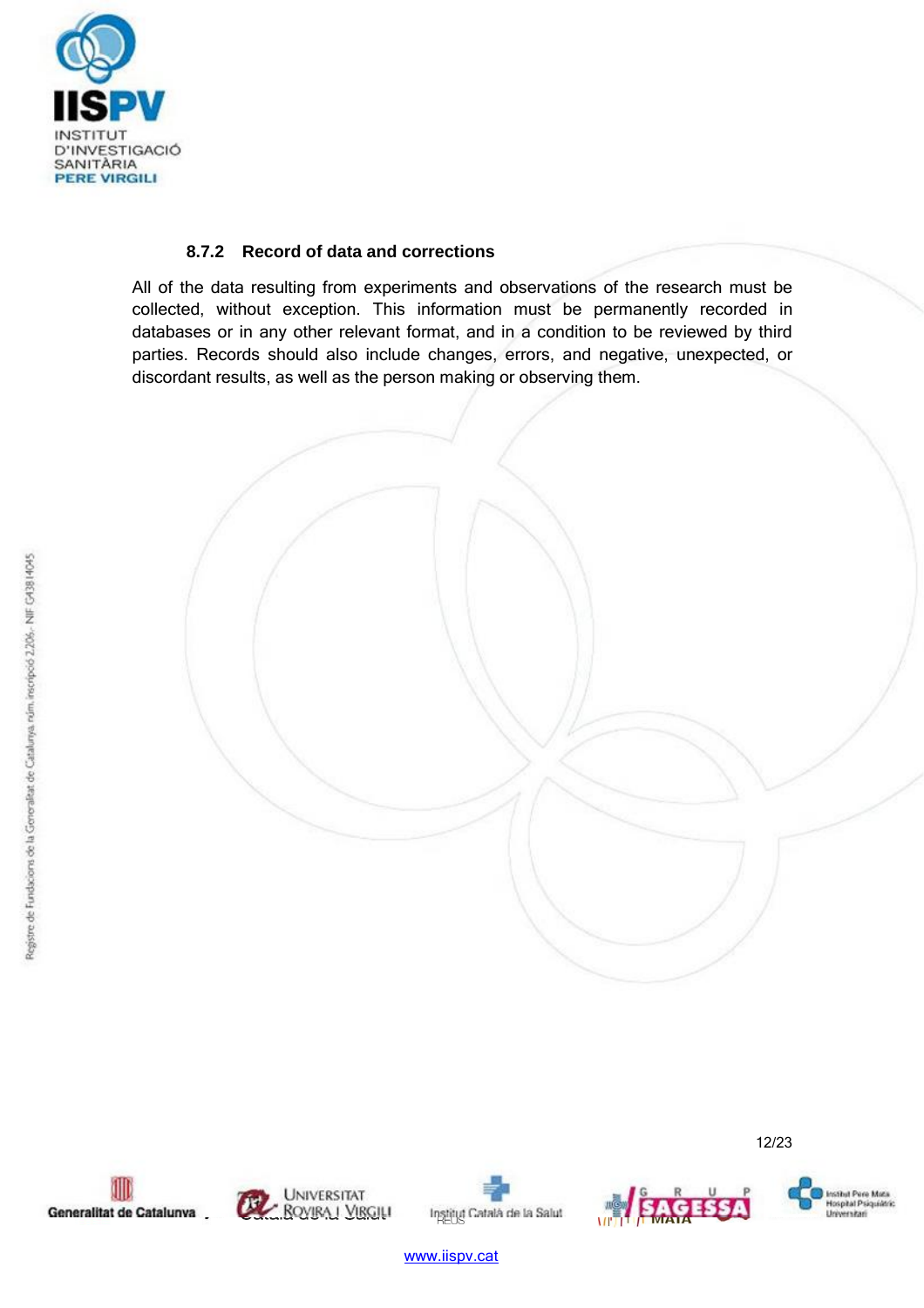### 8.7.2 Record of data and corrections

All of the data resulting from experiments and observations of the research must be collected, without exception. This information must be permanently recorded in databases or in any other relevant format, and in a condition to be reviewed by third parties. Records should also include changes, errors, and negative, unexpected, or discordant results, as well as the person making or observing them.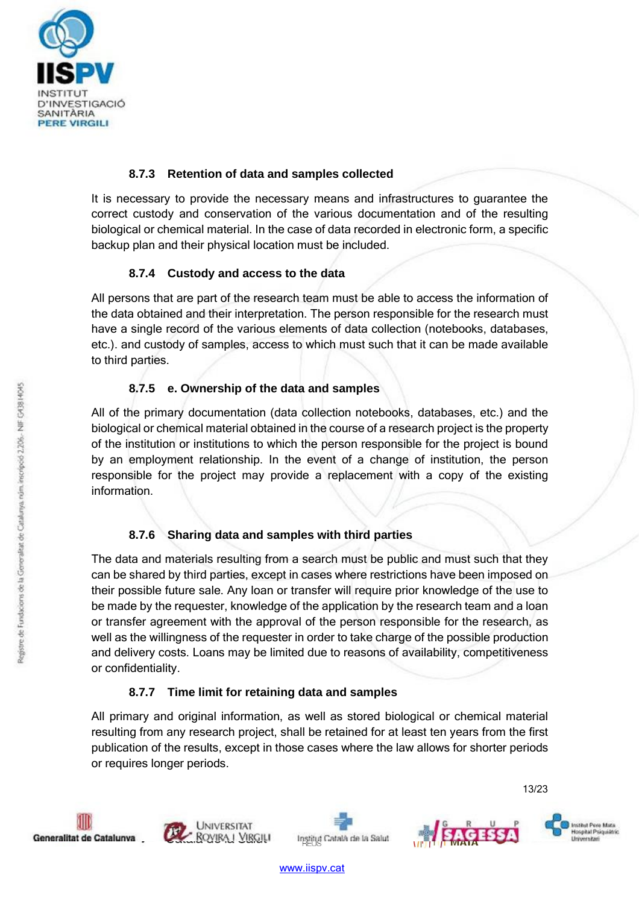### 8.7.3 Retention of data and samples collected

It is necessary to provide the necessary means and infrastructures to guarantee the correct custody and conservation of the various documentation and of the resulting biological or chemical material. In the case of data recorded in electronic form, a specific backup plan and their physical location must be included.

### 8.7.4 Custody and access to the data

All persons that are part of the research team must be able to access the information of the data obtained and their interpretation. The person responsible for the research must have a single record of the various elements of data collection (notebooks, databases, etc.). and custody of samples, access to which must such that it can be made available to third parties.

### 8.7.5 e. Ownership of the data and samples

All of the primary documentation (data collection notebooks, databases, etc.) and the biological or chemical material obtained in the course of a research project is the property of the institution or institutions to which the person responsible for the project is bound by an employment relationship. In the event of a change of institution, the person responsible for the project may provide a replacement with a copy of the existing information.

### 8.7.6 Sharing data and samples with third parties

The data and materials resulting from a search must be public and must such that they can be shared by third parties, except in cases where restrictions have been imposed on their possible future sale. Any loan or transfer will require prior knowledge of the use to be made by the requester, knowledge of the application by the research team and a loan or transfer agreement with the approval of the person responsible for the research, as well as the willingness of the requester in order to take charge of the possible production and delivery costs. Loans may be limited due to reasons of availability, competitiveness or confidentiality.

### 8.7.7 Time limit for retaining data and samples

All primary and original information, as well as stored biological or chemical material resulting from any research project, shall be retained for at least ten years from the first publication of the results, except in those cases where the law allows for shorter periods or requires longer periods.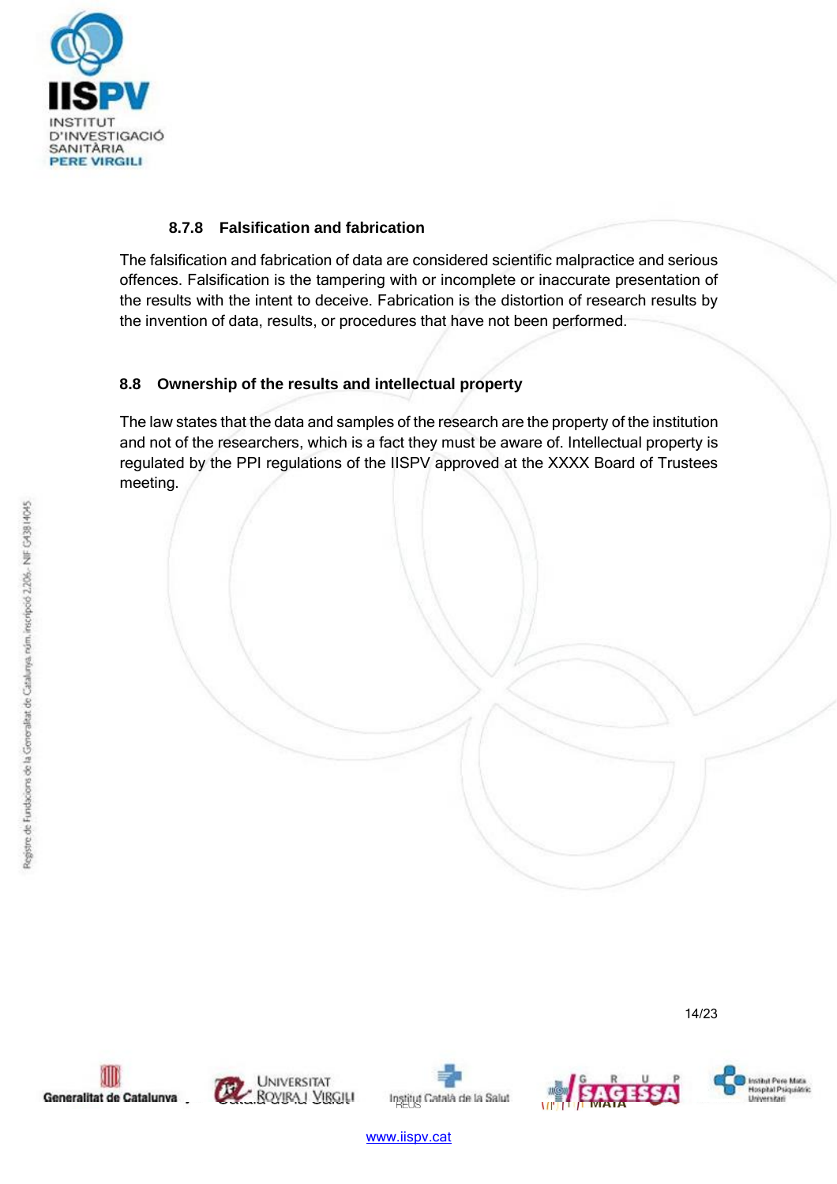#### 8.7.8 Falsification and fabrication

The falsification and fabrication of data are considered scientific malpractice and serious offences. Falsification is the tampering with or incomplete or inaccurate presentation of the results with the intent to deceive. Fabrication is the distortion of research results by the invention of data, results, or procedures that have not been performed.

### 8.8 Ownership of the results and intellectual property

The law states that the data and samples of the research are the property of the institution and not of the researchers, which is a fact they must be aware of. Intellectual property is regulated by the PPI regulations of the IISPV approved at the XXXX Board of Trustees meeting.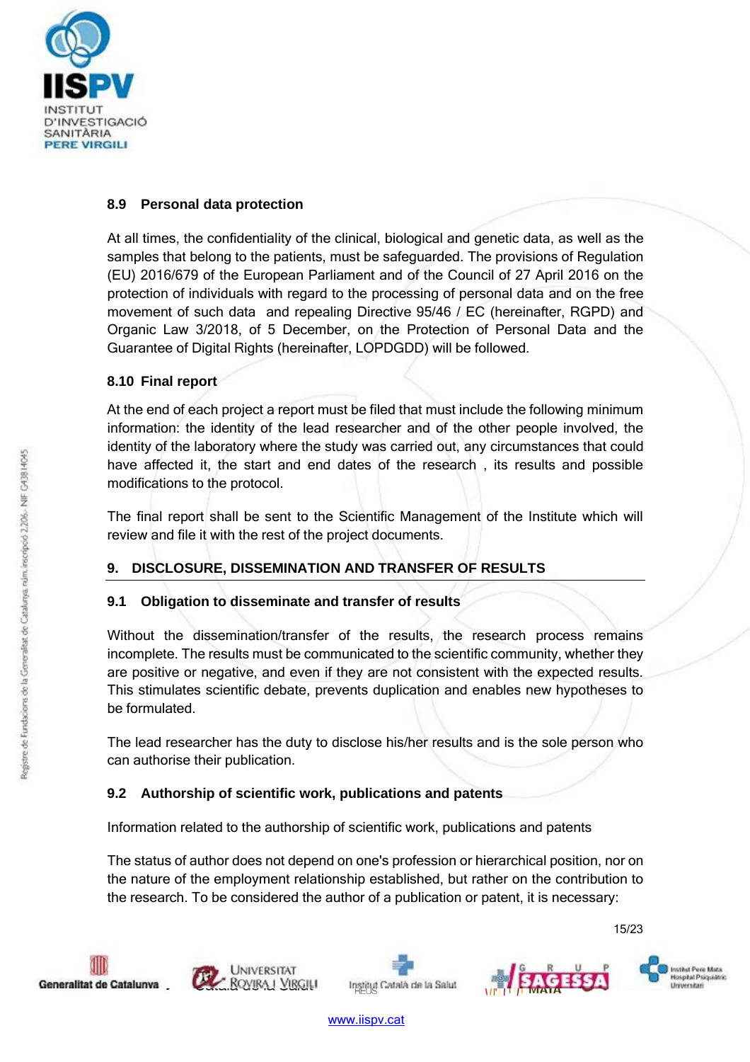### 8.9 Personal data protection

At all times, the confidentiality of the clinical, biological and genetic data, as well as the samples that belong to the patients, must be safeguarded. The provisions of Regulation (EU) 2016/679 of the European Parliament and of the Council of 27 April 2016 on the protection of individuals with regard to the processing of personal data and on the free movement of such data and repealing Directive 95/46 / EC (hereinafter, RGPD) and Organic Law 3/2018, of 5 December, on the Protection of Personal Data and the Guarantee of Digital Rights (hereinafter, LOPDGDD) will be followed.

### 8.10 Final report

At the end of each project a report must be filed that must include the following minimum information: the identity of the lead researcher and of the other people involved, the identity of the laboratory where the study was carried out, any circumstances that could have affected it, the start and end dates of the research , its results and possible modifications to the protocol.

The final report shall be sent to the Scientific Management of the Institute which will review and file it with the rest of the project documents.

## 9. DISCLOSURE, DISSEMINATION AND TRANSFER OF RESULTS

### 9.1 Obligation to disseminate and transfer of results

Without the dissemination/transfer of the results, the research process remains incomplete. The results must be communicated to the scientific community, whether they are positive or negative, and even if they are not consistent with the expected results. This stimulates scientific debate, prevents duplication and enables new hypotheses to be formulated.

The lead researcher has the duty to disclose his/her results and is the sole person who can authorise their publication.

### 9.2 Authorship of scientific work, publications and patents

Information related to the authorship of scientific work, publications and patents

The status of author does not depend on one's profession or hierarchical position, nor on the nature of the employment relationship established, but rather on the contribution to the research. To be considered the author of a publication or patent, it is necessary: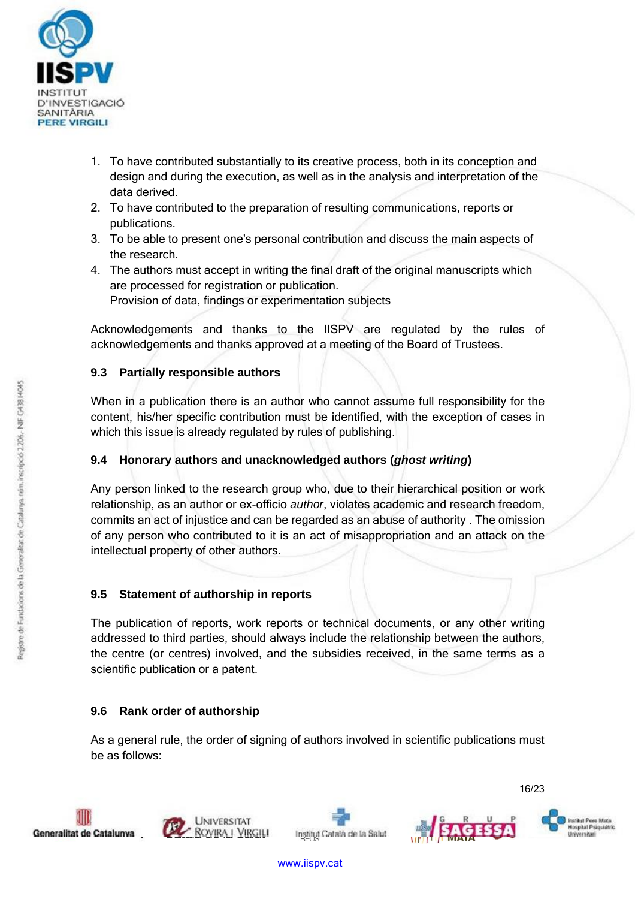1. To have contributed substantially to its creative process, both in its conception and design and during the execution, as well as in the analysis and interpretation of the data derived.
2. To have contributed to the preparation of resulting communications, reports or publications.
3. To be able to present one's personal contribution and discuss the main aspects of the research.
4. The authors must accept in writing the final draft of the original manuscripts which are processed for registration or publication.
   Provision of data, findings or experimentation subjects

Acknowledgements and thanks to the IISPV are regulated by the rules of acknowledgements and thanks approved at a meeting of the Board of Trustees.

### 9.3 Partially responsible authors

When in a publication there is an author who cannot assume full responsibility for the content, his/her specific contribution must be identified, with the exception of cases in which this issue is already regulated by rules of publishing.

### 9.4 Honorary authors and unacknowledged authors (*ghost writing*)

Any person linked to the research group who, due to their hierarchical position or work relationship, as an author or ex-officio *author*, violates academic and research freedom, commits an act of injustice and can be regarded as an abuse of authority . The omission of any person who contributed to it is an act of misappropriation and an attack on the intellectual property of other authors.

### 9.5 Statement of authorship in reports

The publication of reports, work reports or technical documents, or any other writing addressed to third parties, should always include the relationship between the authors, the centre (or centres) involved, and the subsidies received, in the same terms as a scientific publication or a patent.

### 9.6 Rank order of authorship

As a general rule, the order of signing of authors involved in scientific publications must be as follows: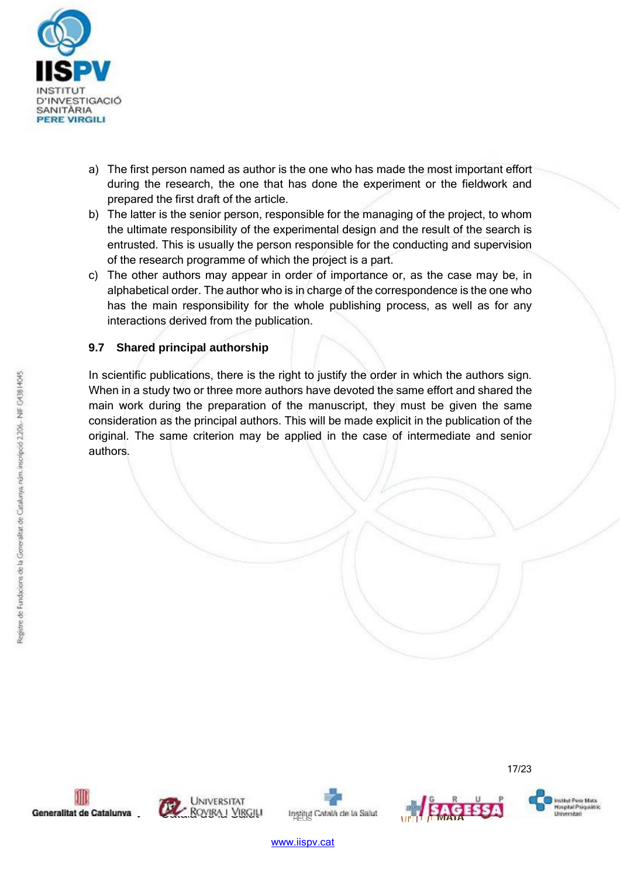a) The first person named as author is the one who has made the most important effort during the research, the one that has done the experiment or the fieldwork and prepared the first draft of the article.
b) The latter is the senior person, responsible for the managing of the project, to whom the ultimate responsibility of the experimental design and the result of the search is entrusted. This is usually the person responsible for the conducting and supervision of the research programme of which the project is a part.
c) The other authors may appear in order of importance or, as the case may be, in alphabetical order. The author who is in charge of the correspondence is the one who has the main responsibility for the whole publishing process, as well as for any interactions derived from the publication.

### 9.7 Shared principal authorship

In scientific publications, there is the right to justify the order in which the authors sign. When in a study two or three more authors have devoted the same effort and shared the main work during the preparation of the manuscript, they must be given the same consideration as the principal authors. This will be made explicit in the publication of the original. The same criterion may be applied in the case of intermediate and senior authors.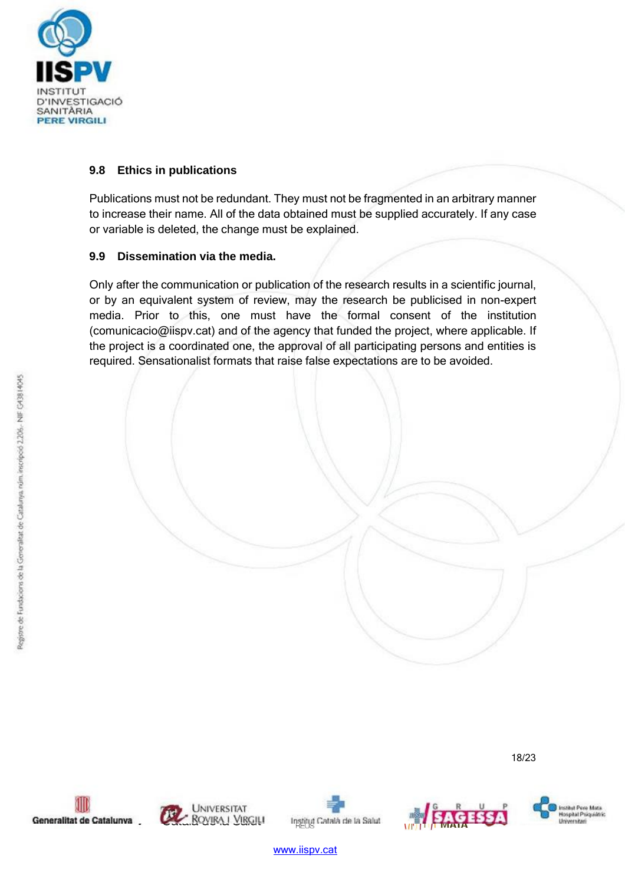### 9.8 Ethics in publications

Publications must not be redundant. They must not be fragmented in an arbitrary manner to increase their name. All of the data obtained must be supplied accurately. If any case or variable is deleted, the change must be explained.

### 9.9 Dissemination via the media.

Only after the communication or publication of the research results in a scientific journal, or by an equivalent system of review, may the research be publicised in non-expert media. Prior to this, one must have the formal consent of the institution (comunicacio@iispv.cat) and of the agency that funded the project, where applicable. If the project is a coordinated one, the approval of all participating persons and entities is required. Sensationalist formats that raise false expectations are to be avoided.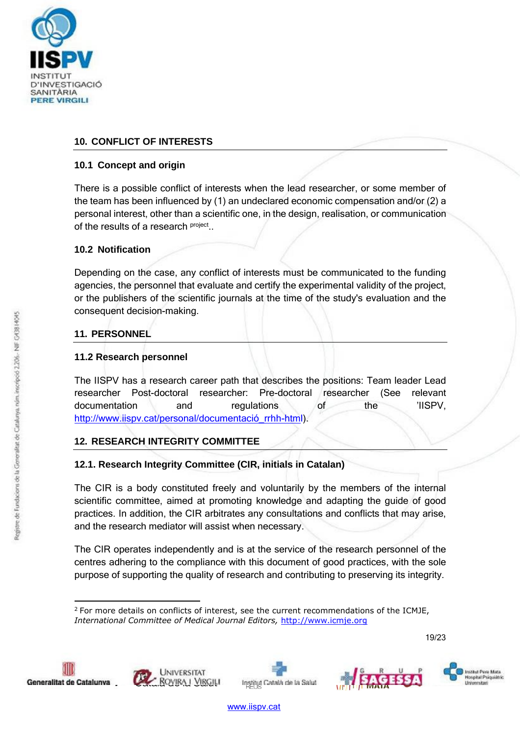## 10. CONFLICT OF INTERESTS

### 10.1 Concept and origin

There is a possible conflict of interests when the lead researcher, or some member of the team has been influenced by (1) an undeclared economic compensation and/or (2) a personal interest, other than a scientific one, in the design, realisation, or communication of the results of a research project..

### 10.2 Notification

Depending on the case, any conflict of interests must be communicated to the funding agencies, the personnel that evaluate and certify the experimental validity of the project, or the publishers of the scientific journals at the time of the study's evaluation and the consequent decision-making.

## 11. PERSONNEL

### 11.2 Research personnel

The IISPV has a research career path that describes the positions: Team leader Lead researcher Post-doctoral researcher: Pre-doctoral researcher (See relevant documentation and regulations of the 'IISPV, http://www.iispv.cat/personal/documentació_rrhh-html).

## 12. RESEARCH INTEGRITY COMMITTEE

### 12.1. Research Integrity Committee (CIR, initials in Catalan)

The CIR is a body constituted freely and voluntarily by the members of the internal scientific committee, aimed at promoting knowledge and adapting the guide of good practices. In addition, the CIR arbitrates any consultations and conflicts that may arise, and the research mediator will assist when necessary.

The CIR operates independently and is at the service of the research personnel of the centres adhering to the compliance with this document of good practices, with the sole purpose of supporting the quality of research and contributing to preserving its integrity.

---

[2] For more details on conflicts of interest, see the current recommendations of the ICMJE, *International Committee of Medical Journal Editors,* http://www.icmje.org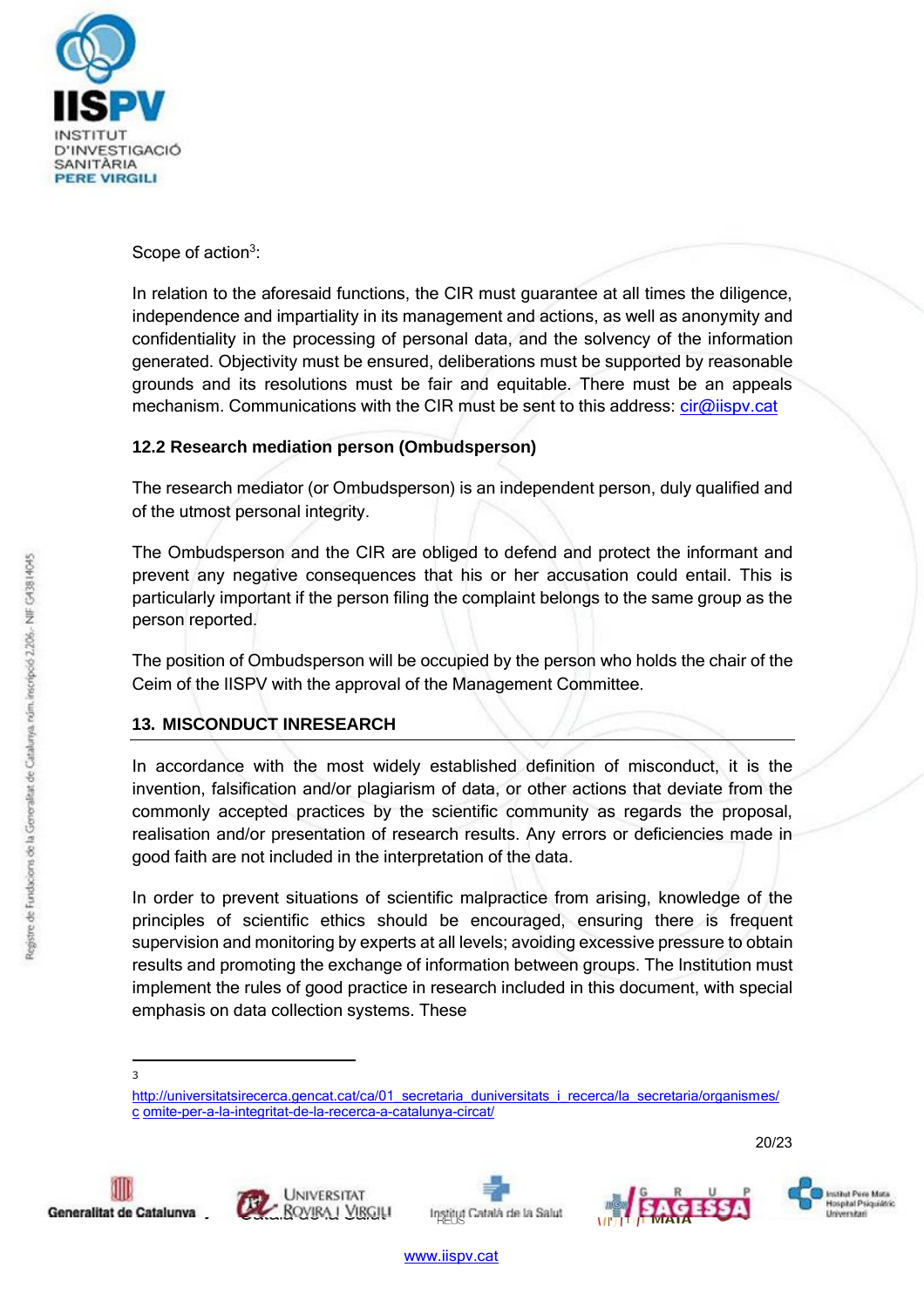Scope of action[3]:

In relation to the aforesaid functions, the CIR must guarantee at all times the diligence, independence and impartiality in its management and actions, as well as anonymity and confidentiality in the processing of personal data, and the solvency of the information generated. Objectivity must be ensured, deliberations must be supported by reasonable grounds and its resolutions must be fair and equitable. There must be an appeals mechanism. Communications with the CIR must be sent to this address: cir@iispv.cat

### 12.2 Research mediation person (Ombudsperson)

The research mediator (or Ombudsperson) is an independent person, duly qualified and of the utmost personal integrity.

The Ombudsperson and the CIR are obliged to defend and protect the informant and prevent any negative consequences that his or her accusation could entail. This is particularly important if the person filing the complaint belongs to the same group as the person reported.

The position of Ombudsperson will be occupied by the person who holds the chair of the Ceim of the IISPV with the approval of the Management Committee.

## 13. MISCONDUCT INRESEARCH

In accordance with the most widely established definition of misconduct, it is the invention, falsification and/or plagiarism of data, or other actions that deviate from the commonly accepted practices by the scientific community as regards the proposal, realisation and/or presentation of research results. Any errors or deficiencies made in good faith are not included in the interpretation of the data.

In order to prevent situations of scientific malpractice from arising, knowledge of the principles of scientific ethics should be encouraged, ensuring there is frequent supervision and monitoring by experts at all levels; avoiding excessive pressure to obtain results and promoting the exchange of information between groups. The Institution must implement the rules of good practice in research included in this document, with special emphasis on data collection systems. These

---

[3] http://universitatsirecerca.gencat.cat/ca/01_secretaria_duniversitats_i_recerca/la_secretaria/organismes/c omite-per-a-la-integritat-de-la-recerca-a-catalunya-circat/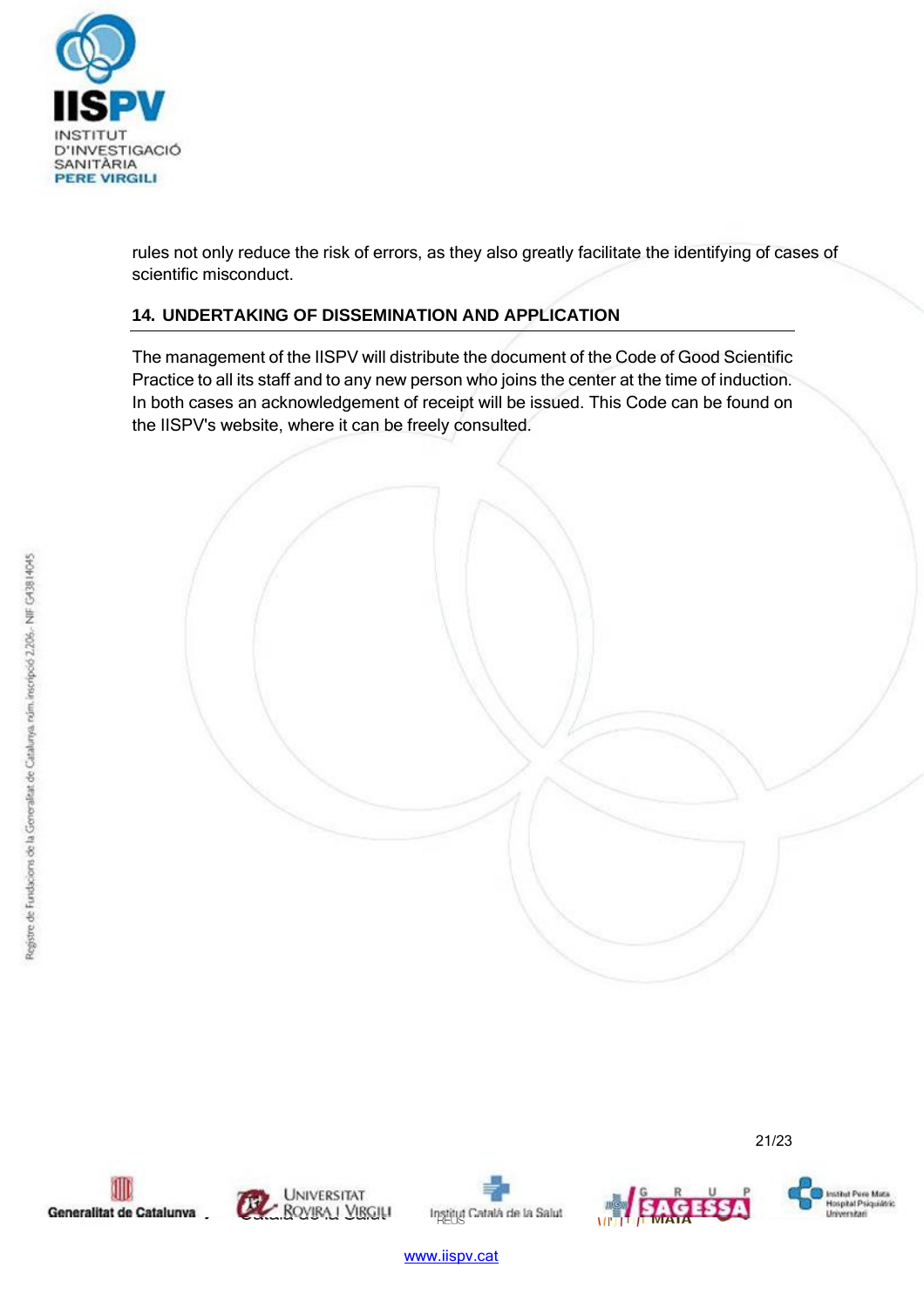rules not only reduce the risk of errors, as they also greatly facilitate the identifying of cases of scientific misconduct.

## 14. UNDERTAKING OF DISSEMINATION AND APPLICATION

The management of the IISPV will distribute the document of the Code of Good Scientific Practice to all its staff and to any new person who joins the center at the time of induction. In both cases an acknowledgement of receipt will be issued. This Code can be found on the IISPV's website, where it can be freely consulted.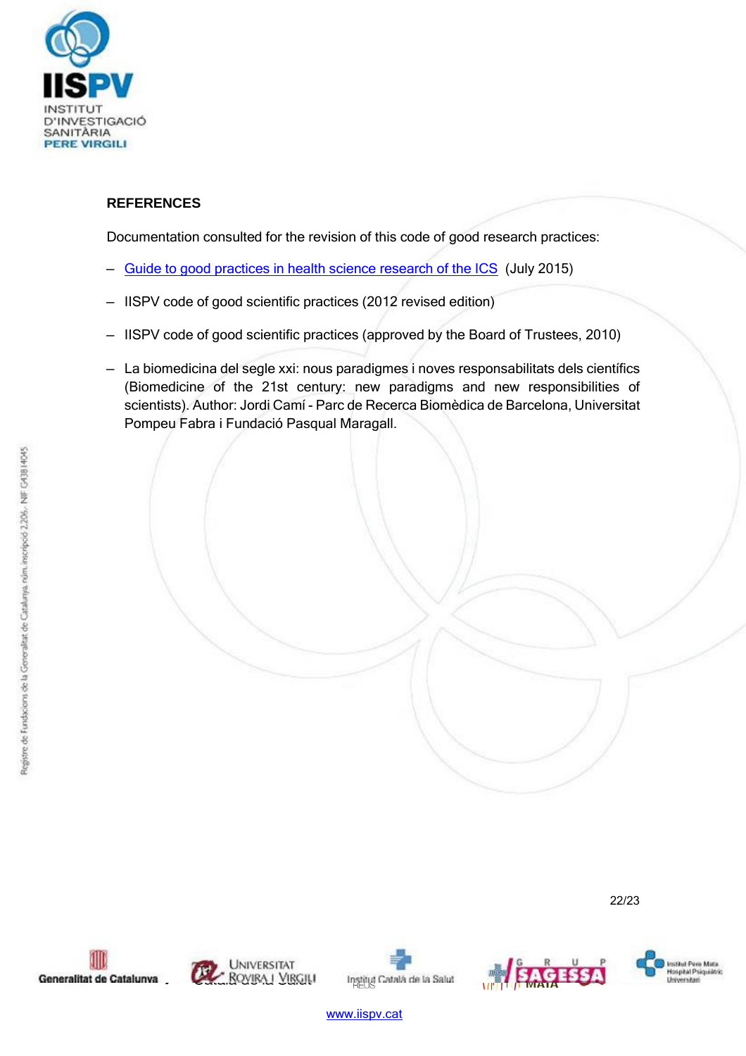## REFERENCES

Documentation consulted for the revision of this code of good research practices:

- Guide to good practices in health science research of the ICS (July 2015)
- IISPV code of good scientific practices (2012 revised edition)
- IISPV code of good scientific practices (approved by the Board of Trustees, 2010)
- La biomedicina del segle xxi: nous paradigmes i noves responsabilitats dels científics (Biomedicine of the 21st century: new paradigms and new responsibilities of scientists). Author: Jordi Camí - Parc de Recerca Biomèdica de Barcelona, Universitat Pompeu Fabra i Fundació Pasqual Maragall.